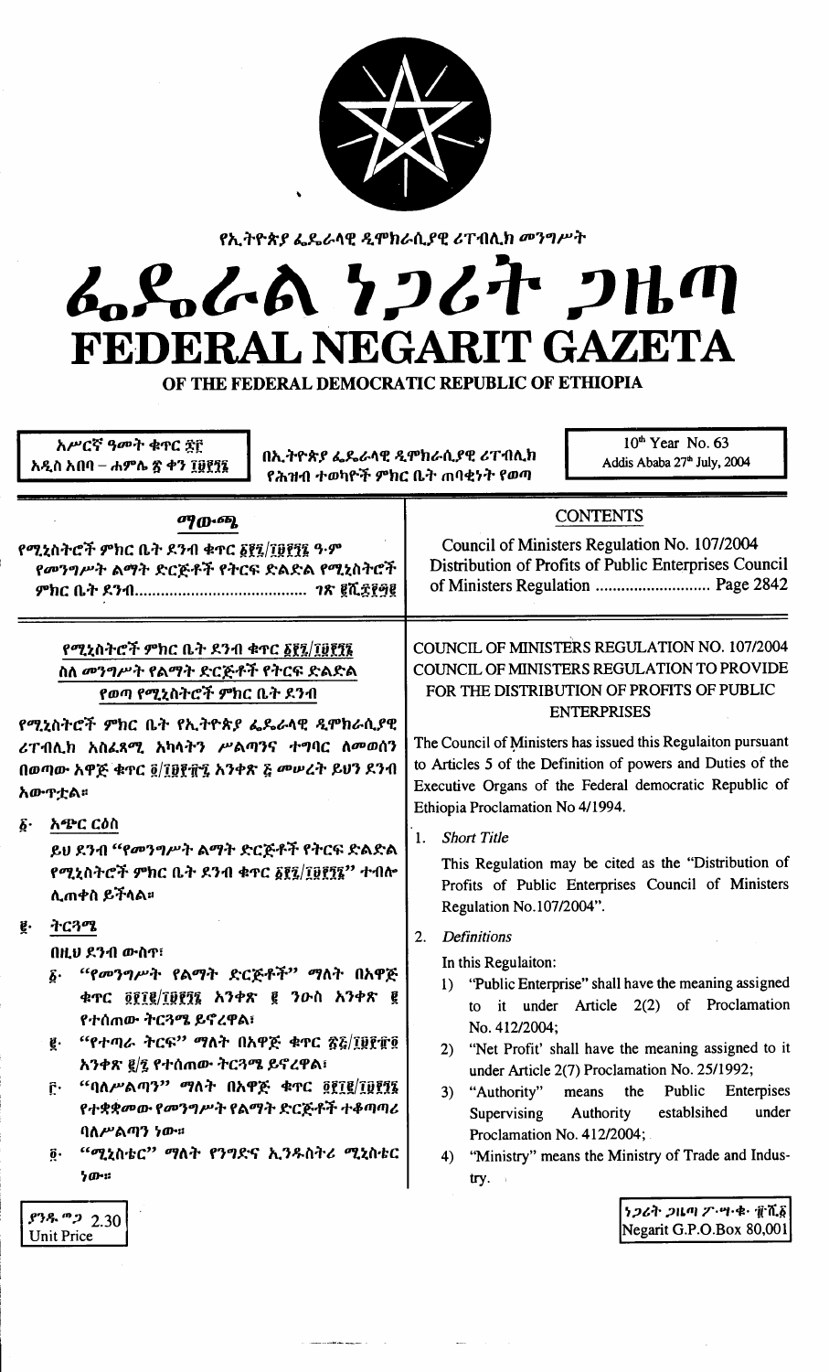የኢትዮጵያ ፌዴራላዊ ዲሞክራሲያዊ ሪፐብሊክ መንግሥት

# ፌደራል ነጋሪት ጋዜጣ
# FEDERAL NEGARIT GAZETA
OF THE FEDERAL DEMOCRATIC REPUBLIC OF ETHIOPIA

አሥረኛ ዓመት ቁጥር ፷፫
አዲስ አበባ – ሐምሌ ፳ ቀን ፲፱፻፺፮

በኢትዮጵያ ፌዴራላዊ ዲሞክራሲያዊ ሪፐብሊክ የሕዝብ ተወካዮች ምክር ቤት ጠባቂነት የወጣ

10th Year No. 63
Addis Ababa 27th July, 2004

## ማውጫ

የሚኒስትሮች ምክር ቤት ደንብ ቁጥር ፩፻፯/፲፱፻፺፮ ዓ.ም
የመንግሥት ልማት ድርጅቶች የትርፍ ድልድል የሚኒስትሮች ምክር ቤት ደንብ....................................... ገጽ ፪ሺ፰፻፵፪

## CONTENTS

Council of Ministers Regulation No. 107/2004
Distribution of Profits of Public Enterprises Council of Ministers Regulation ........................... Page 2842

### የሚኒስትሮች ምክር ቤት ደንብ ቁጥር ፩፻፯/፲፱፻፺፮
### ስለ መንግሥት የልማት ድርጅቶች የትርፍ ድልድል የወጣ የሚኒስትሮች ምክር ቤት ደንብ

የሚኒስትሮች ምክር ቤት የኢትዮጵያ ፌዴራላዊ ዲሞክራሲያዊ ሪፐብሊክ አስፈጻሚ አካላትን ሥልጣንና ተግባር ለመወሰን በወጣው አዋጅ ቁጥር ፬/፲፱፻፹፯ አንቀጽ ፭ መሠረት ይህን ደንብ አውጥቷል።

፩· አጭር ርዕስ

ይህ ደንብ "የመንግሥት ልማት ድርጅቶች የትርፍ ድልድል የሚኒስትሮች ምክር ቤት ደንብ ቁጥር ፩፻፯/፲፱፻፺፮" ተብሎ ሊጠቀስ ይችላል።

፪· ትርጓሜ

በዚህ ደንብ ውስጥ፣

፩· "የመንግሥት የልማት ድርጅቶች" ማለት በአዋጅ ቁጥር ፬፻፲፪/፲፱፻፺፮ አንቀጽ ፪ ንዑስ አንቀጽ ፪ የተሰጠው ትርጓሜ ይኖረዋል፣

፪· "የተጣራ ትርፍ" ማለት በአዋጅ ቁጥር ፳፭/፲፱፻፹፬ አንቀጽ ፪/፯ የተሰጠው ትርጓሜ ይኖረዋል፣

፫· "ባለሥልጣን" ማለት በአዋጅ ቁጥር ፬፻፲፪/፲፱፻፺፮ የተቋቋመው የመንግሥት የልማት ድርጅቶች ተቆጣጣሪ ባለሥልጣን ነው።

፬· "ሚኒስቴር" ማለት የንግድና ኢንዱስትሪ ሚኒስቴር ነው።

### COUNCIL OF MINISTERS REGULATION NO. 107/2004
### COUNCIL OF MINISTERS REGULATION TO PROVIDE FOR THE DISTRIBUTION OF PROFITS OF PUBLIC ENTERPRISES

The Council of Ministers has issued this Regulaiton pursuant to Articles 5 of the Definition of powers and Duties of the Executive Organs of the Federal democratic Republic of Ethiopia Proclamation No 4/1994.

1. *Short Title*

   This Regulation may be cited as the "Distribution of Profits of Public Enterprises Council of Ministers Regulation No.107/2004".

2. *Definitions*

   In this Regulaiton:

   1) "Public Enterprise" shall have the meaning assigned to it under Article 2(2) of Proclamation No. 412/2004;
   2) "Net Profit' shall have the meaning assigned to it under Article 2(7) Proclamation No. 25/1992;
   3) "Authority" means the Public Enterprises Supervising Authority establsihed under Proclamation No. 412/2004;
   4) "Ministry" means the Ministry of Trade and Industry.

ያንዱ ዋጋ 2.30
Unit Price

ነጋሪት ጋዜጣ ፖ·ሣ·ቁ· ፹ሺ፩
Negarit G.P.O.Box 80,001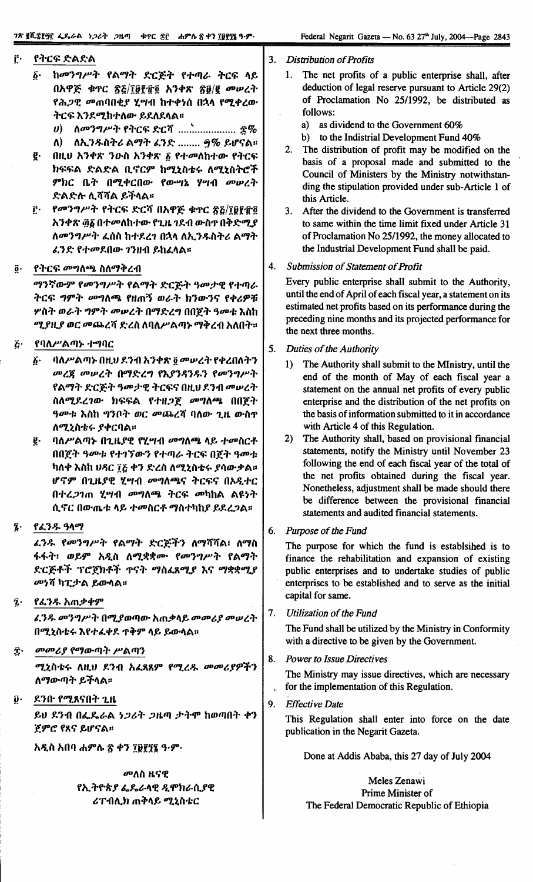፫· የትርፍ ድልድል

፩· ከመንግሥት የልማት ድርጅት የተጣራ ትርፍ ላይ በአዋጅ ቁጥር ፳፭/፲፱፻፹፬ አንቀጽ ፳፱/፪ መሠረት የሕጋዊ መጠባበቂያ ሂሣብ ከተቀነሰ በኋላ የሚቀረው ትርፍ እንደሚከተለው ይደለደላል።

ሀ) ለመንግሥት የትርፍ ድርሻ ................... ፷%

ለ) ለኢንዱስትሪ ልማት ፈንድ ........ ፵% ይሆናል።

፪· በዚህ አንቀጽ ንዑስ አንቀጽ ፩ የተመለከተው የትርፍ ክፍፍል ድልድል ቢኖርም ከሚኒስቴሩ ለሚኒስትሮች ምክር ቤት በሚቀርበው የውሣኔ ሃሣብ መሠረት ድልድሉ ሊሻሻል ይችላል።

፫· የመንግሥት የትርፍ ድርሻ በአዋጅ ቁጥር ፳፭/፲፱፻፹፬ አንቀጽ ፴፩ በተመለከተው የጊዜ ገደብ ውስጥ በቅድሚያ ለመንግሥት ፈሰስ ከተደረገ በኋላ ለኢንዱስትሪ ልማት ፈንድ የተመደበው ገንዘብ ይከፈላል።

፬· የትርፍ መግለጫ ስለማቅረብ

ማንኛውም የመንግሥት የልማት ድርጅት ዓመታዊ የተጣራ ትርፍ ግምት መግለጫ የዘጠኝ ወራት ክንውንና የቀሪዎቹ ሦስት ወራት ግምት መሠረት በማድረግ በበጀት ዓመቱ እስከ ሚያዚያ ወር መጨረሻ ድረስ ለባለሥልጣኑ ማቅረብ አለበት።

፭· የባለሥልጣኑ ተግባር

፩· ባለሥልጣኑ በዚህ ደንብ አንቀጽ ፬ መሠረት የቀረበለትን መረጃ መሠረት በማድረግ የእያንዳንዱን የመንግሥት የልማት ድርጅት ዓመታዊ ትርፍና በዚህ ደንብ መሠረት ስለሚደረገው ክፍፍል የተዘጋጀ መግለጫ በበጀት ዓመቱ እስከ ግንቦት ወር መጨረሻ ባለው ጊዜ ውስጥ ለሚኒስቴሩ ያቀርባል።

፪· ባለሥልጣኑ በጊዜያዊ የሂሣብ መግለጫ ላይ ተመስርቶ በበጀት ዓመቱ የተገኘውን የተጣራ ትርፍ በጀት ዓመቱ ካለቀ እስከ ህዳር ፲፬ ቀን ድረስ ለሚኒስቴሩ ያሳውቃል። ሆኖም በጊዜያዊ ሂሣብ መግለጫና ትርፍና በኦዲተር በተረጋገጠ ሂሣብ መግለጫ ትርፍ መካከል ልዩነት ሲኖር በውጤቱ ላይ ተመስርቶ ማስተካከያ ይደረጋል።

፮· የፈንዱ ዓላማ

ፈንዱ የመንግሥት የልማት ድርጅቶችን ለማሻሻል፣ ለማስፋፋት፣ ወይም አዲስ ለሚቋቋሙ የመንግሥት የልማት ድርጅቶች ፕሮጀክቶች ጥናት ማስፈጸሚያ እና ማቋቋሚያ መነሻ ካፒታል ይውላል።

፯· የፈንዱ አጠቃቀም

ፈንዱ መንግሥት በሚያወጣው አጠቃላይ መመሪያ መሠረት በሚኒስቴሩ እየተፈቀደ ጥቅም ላይ ይውላል።

፰· መመሪያ የማውጣት ሥልጣን

ሚኒስቴሩ ለዚህ ደንብ አፈጻጸም የሚረዱ መመሪያዎችን ለማውጣት ይችላል።

፱· ደንቡ የሚጸናበት ጊዜ

ይህ ደንብ በፌዴራል ነጋሪት ጋዜጣ ታትሞ ከወጣበት ቀን ጀምሮ የጸና ይሆናል።

አዲስ አበባ ሐምሌ ፳ ቀን ፲፱፻፺፮ ዓ·ም·

መለስ ዜናዊ
የኢትዮጵያ ፌዴራላዊ ዲሞክራሲያዊ ሪፐብሊክ ጠቅላይ ሚኒስቴር

3. *Distribution of Profits*

1. The net profits of a public enterprise shall, after deduction of legal reserve pursuant to Article 29(2) of Proclamation No 25/1992, be distributed as follows:
   a) as dividend to the Government 60%
   b) to the Indistrial Development Fund 40%
2. The distribution of profit may be modified on the basis of a proposal made and submitted to the Council of Ministers by the Ministry notwithstanding the stipulation provided under sub-Article 1 of this Article.
3. After the dividend to the Government is transferred to same within the time limit fixed under Article 31 of Proclamation No 25/1992, the money allocated to the Industrial Development Fund shall be paid.

4. *Submission of Statement of Profit*

Every public enterprise shall submit to the Authority, until the end of April of each fiscal year, a statement on its estimated net profits based on its performance during the preceding nine months and its projected performance for the next three months.

5. *Duties of the Authority*

1) The Authority shall submit to the MInistry, until the end of the month of May of each fiscal year a statement on the annual net profits of every public enterprise and the distribution of the net profits on the basis of information submitted to it in accordance with Article 4 of this Regulation.

2) The Authority shall, based on provisional financial statements, notify the Ministry until November 23 following the end of each fiscal year of the total of the net profits obtained during the fiscal year. Nonetheless, adjustment shall be made should there be difference between the provisional financial statements and audited financial statements.

6. *Purpose of the Fund*

The purpose for which the fund is establsihed is to finance the rehabilitation and expansion of existing public enterprises and to undertake studies of public enterprises to be established and to serve as the initial capital for same.

7. *Utilization of the Fund*

The Fund shall be utilized by the Ministry in Conformity with a directive to be given by the Government.

8. *Power to Issue Directives*

The Ministry may issue directives, which are necessary for the implementation of this Regulation.

9. *Effective Date*

This Regulation shall enter into force on the date publication in the Negarit Gazeta.

Done at Addis Ababa, this 27 day of July 2004

Meles Zenawi
Prime Minister of
The Federal Democratic Republic of Ethiopia